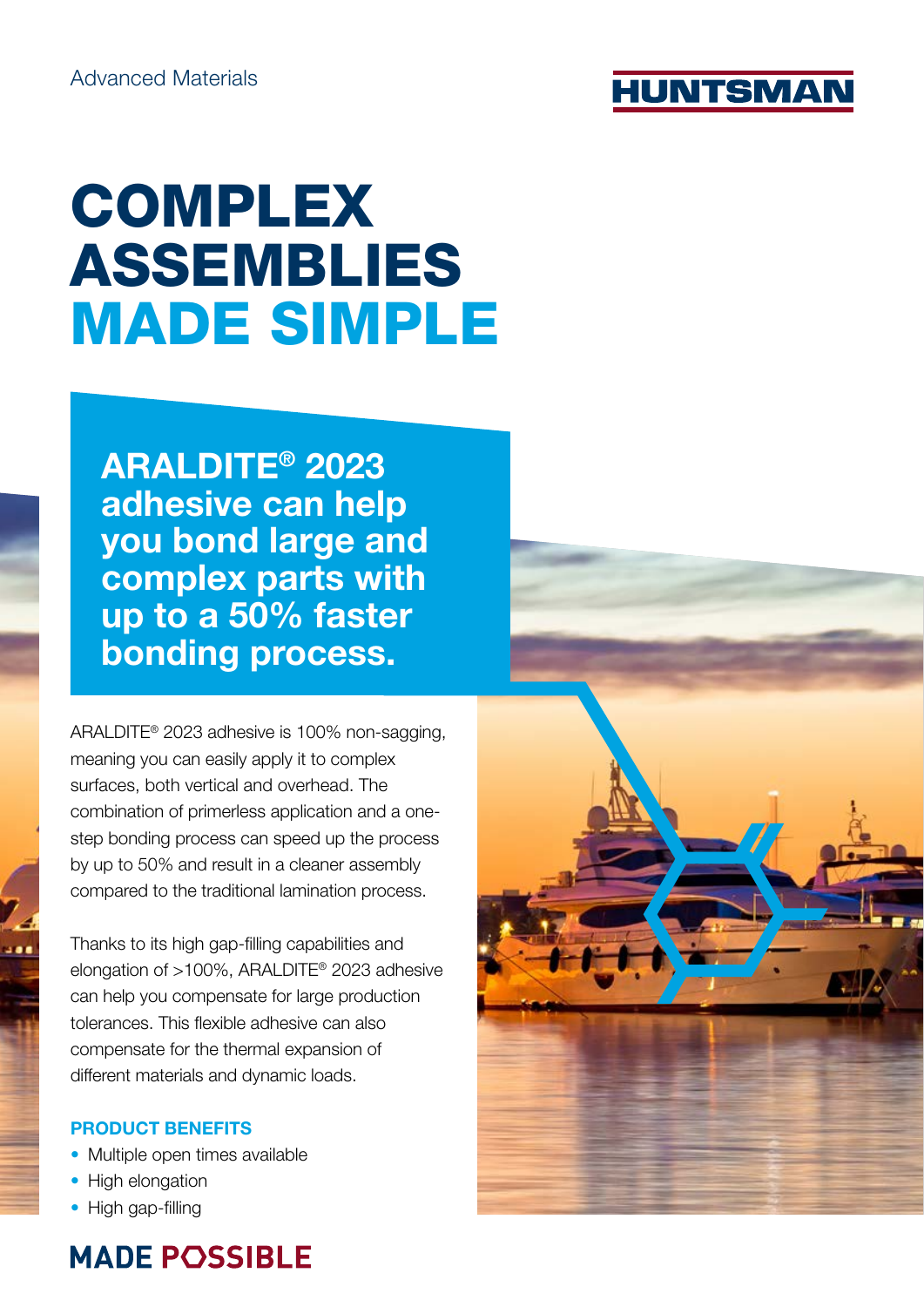Advanced Materials

# COMPLEX ASSEMBLIES MADE SIMPLE

## ARALDITE® 2023 adhesive can help you bond large and complex parts with up to a 50% faster bonding process.

ARALDITE® 2023 adhesive is 100% non-sagging, meaning you can easily apply it to complex surfaces, both vertical and overhead. The combination of primerless application and a one-step bonding process can speed up the process by up to 50% and result in a cleaner assembly compared to the traditional lamination process.

Thanks to its high gap-filling capabilities and elongation of >100%, ARALDITE® 2023 adhesive can help you compensate for large production tolerances. This flexible adhesive can also compensate for the thermal expansion of different materials and dynamic loads.

### PRODUCT BENEFITS

- Multiple open times available
- High elongation
- High gap-filling

**MADE POSSIBLE**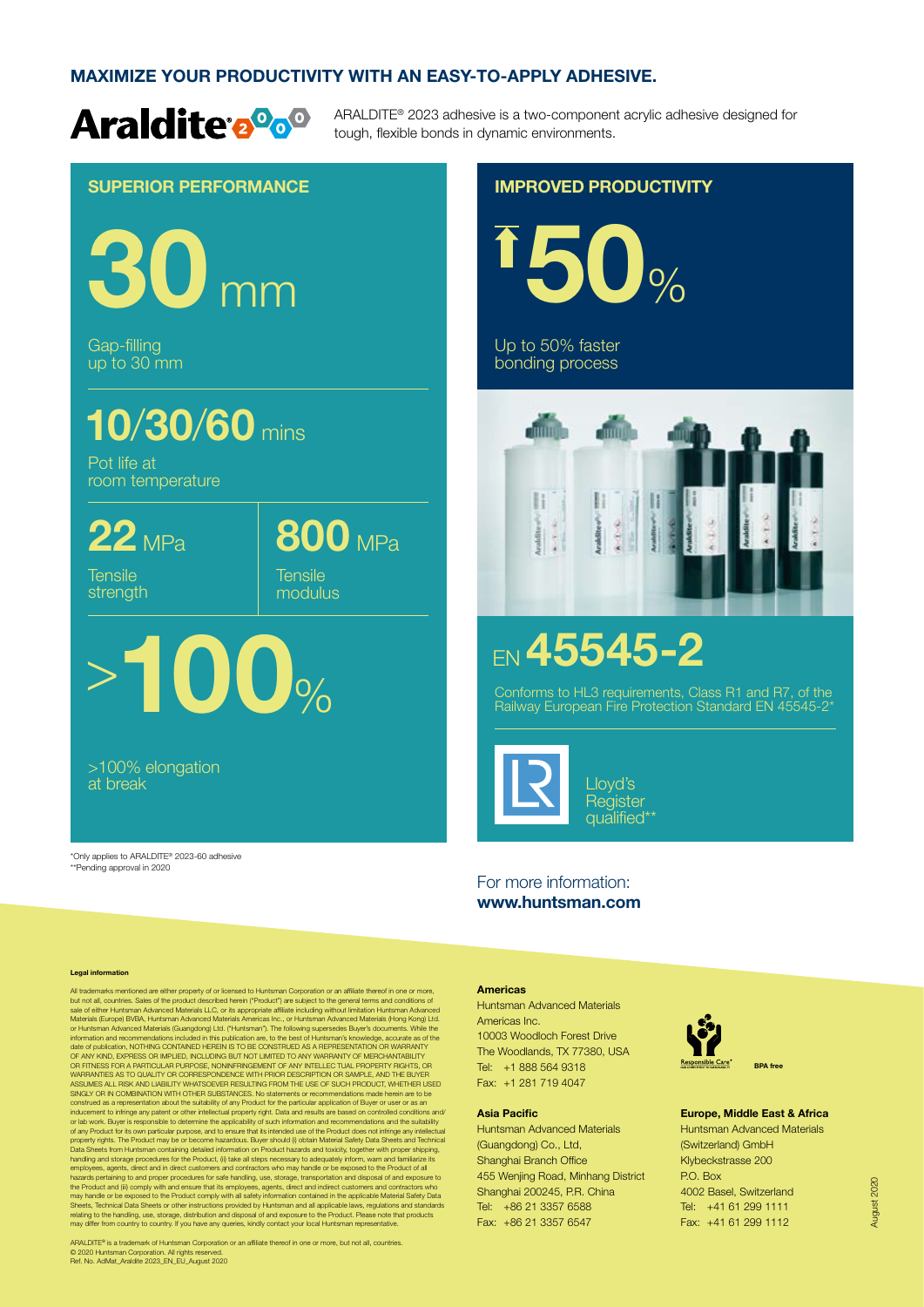## MAXIMIZE YOUR PRODUCTIVITY WITH AN EASY-TO-APPLY ADHESIVE.

Araldite 2000

ARALDITE® 2023 adhesive is a two-component acrylic adhesive designed for tough, flexible bonds in dynamic environments.

### SUPERIOR PERFORMANCE

**30** mm

Gap-filling up to 30 mm

**10/30/60** mins

Pot life at room temperature

**22** MPa

Tensile strength

**800** MPa

Tensile modulus

**>100**%

>100% elongation at break

### IMPROVED PRODUCTIVITY

**↑50**%

Up to 50% faster bonding process

EN **45545-2**

Conforms to HL3 requirements, Class R1 and R7, of the Railway European Fire Protection Standard EN 45545-2*

Lloyd's Register qualified**

*Only applies to ARALDITE® 2023-60 adhesive
**Pending approval in 2020

For more information:
**www.huntsman.com**

#### Legal information

All trademarks mentioned are either property of or licensed to Huntsman Corporation or an affiliate thereof in one or more, but not all, countries. Sales of the product described herein ("Product") are subject to the general terms and conditions of sale of either Huntsman Advanced Materials LLC, or its appropriate affiliate including without limitation Huntsman Advanced Materials (Europe) BVBA, Huntsman Advanced Materials Americas Inc., or Huntsman Advanced Materials (Hong Kong) Ltd. or Huntsman Advanced Materials (Guangdong) Ltd. ("Huntsman"). The following supersedes Buyer's documents. While the information and recommendations included in this publication are, to the best of Huntsman's knowledge, accurate as of the date of publication, NOTHING CONTAINED HEREIN IS TO BE CONSTRUED AS A REPRESENTATION OR WARRANTY OF ANY KIND, EXPRESS OR IMPLIED, INCLUDING BUT NOT LIMITED TO ANY WARRANTY OF MERCHANTABILITY OR FITNESS FOR A PARTICULAR PURPOSE, NONINFRINGEMENT OF ANY INTELLEC TUAL PROPERTY RIGHTS, OR WARRANTIES AS TO QUALITY OR CORRESPONDENCE WITH PRIOR DESCRIPTION OR SAMPLE, AND THE BUYER ASSUMES ALL RISK AND LIABILITY WHATSOEVER RESULTING FROM THE USE OF SUCH PRODUCT, WHETHER USED SINGLY OR IN COMBINATION WITH OTHER SUBSTANCES. No statements or recommendations made herein are to be construed as a representation about the suitability of any Product for the particular application of Buyer or user or as an inducement to infringe any patent or other intellectual property right. Data and results are based on controlled conditions and/or lab work. Buyer is responsible to determine the applicability of such information and recommendations and the suitability of any Product for its own particular purpose, and to ensure that its intended use of the Product does not infringe any intellectual property rights. The Product may be or become hazardous. Buyer should (i) obtain Material Safety Data Sheets and Technical Data Sheets from Huntsman containing detailed information on Product hazards and toxicity, together with proper shipping, handling and storage procedures for the Product, (ii) take all steps necessary to adequately inform, warn and familiarize its employees, agents, direct and in direct customers and contractors who may handle or be exposed to the Product of all hazards pertaining to and proper procedures for safe handling, use, storage, transportation and disposal of and exposure to the Product and (iii) comply with and ensure that its employees, agents, direct and indirect customers and contractors who may handle or be exposed to the Product comply with all safety information contained in the applicable Material Safety Data Sheets, Technical Data Sheets or other instructions provided by Huntsman and all applicable laws, regulations and standards relating to the handling, use, storage, distribution and disposal of and exposure to the Product. Please note that products may differ from country to country. If you have any queries, kindly contact your local Huntsman representative.

ARALDITE® is a trademark of Huntsman Corporation or an affiliate thereof in one or more, but not all, countries.
© 2020 Huntsman Corporation. All rights reserved.
Ref. No. AdMat_Araldite 2023_EN_EU_August 2020

**Americas**
Huntsman Advanced Materials
Americas Inc.
10003 Woodloch Forest Drive
The Woodlands, TX 77380, USA
Tel: +1 888 564 9318
Fax: +1 281 719 4047

**Asia Pacific**
Huntsman Advanced Materials
(Guangdong) Co., Ltd,
Shanghai Branch Office
455 Wenjing Road, Minhang District
Shanghai 200245, P.R. China
Tel: +86 21 3357 6588
Fax: +86 21 3357 6547

Responsible Care®

**BPA free**

**Europe, Middle East & Africa**
Huntsman Advanced Materials
(Switzerland) GmbH
Klybeckstrasse 200
P.O. Box
4002 Basel, Switzerland
Tel: +41 61 299 1111
Fax: +41 61 299 1112

August 2020